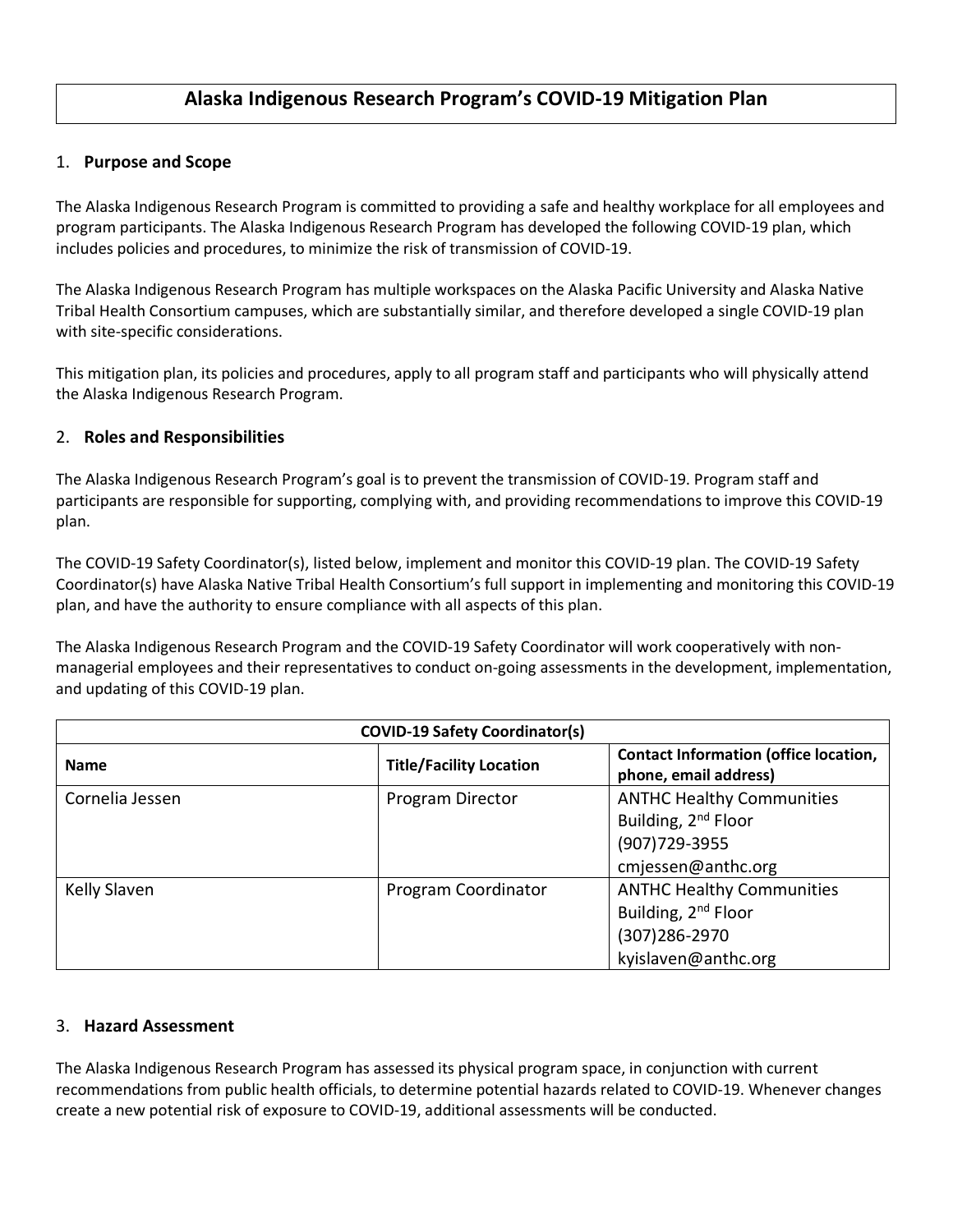# Alaska Indigenous Research Program's COVID-19 Mitigation Plan

## 1. Purpose and Scope

The Alaska Indigenous Research Program is committed to providing a safe and healthy workplace for all employees and program participants. The Alaska Indigenous Research Program has developed the following COVID-19 plan, which includes policies and procedures, to minimize the risk of transmission of COVID-19.

The Alaska Indigenous Research Program has multiple workspaces on the Alaska Pacific University and Alaska Native Tribal Health Consortium campuses, which are substantially similar, and therefore developed a single COVID-19 plan with site-specific considerations.

This mitigation plan, its policies and procedures, apply to all program staff and participants who will physically attend the Alaska Indigenous Research Program.

## 2. Roles and Responsibilities

The Alaska Indigenous Research Program's goal is to prevent the transmission of COVID-19. Program staff and participants are responsible for supporting, complying with, and providing recommendations to improve this COVID-19 plan.

The COVID-19 Safety Coordinator(s), listed below, implement and monitor this COVID-19 plan. The COVID-19 Safety Coordinator(s) have Alaska Native Tribal Health Consortium's full support in implementing and monitoring this COVID-19 plan, and have the authority to ensure compliance with all aspects of this plan.

The Alaska Indigenous Research Program and the COVID-19 Safety Coordinator will work cooperatively with non-managerial employees and their representatives to conduct on-going assessments in the development, implementation, and updating of this COVID-19 plan.

| COVID-19 Safety Coordinator(s) | | |
|---|---|---|
| **Name** | **Title/Facility Location** | **Contact Information (office location, phone, email address)** |
| Cornelia Jessen | Program Director | ANTHC Healthy Communities Building, 2nd Floor<br>(907)729-3955<br>cmjessen@anthc.org |
| Kelly Slaven | Program Coordinator | ANTHC Healthy Communities Building, 2nd Floor<br>(307)286-2970<br>kyislaven@anthc.org |

## 3. Hazard Assessment

The Alaska Indigenous Research Program has assessed its physical program space, in conjunction with current recommendations from public health officials, to determine potential hazards related to COVID-19. Whenever changes create a new potential risk of exposure to COVID-19, additional assessments will be conducted.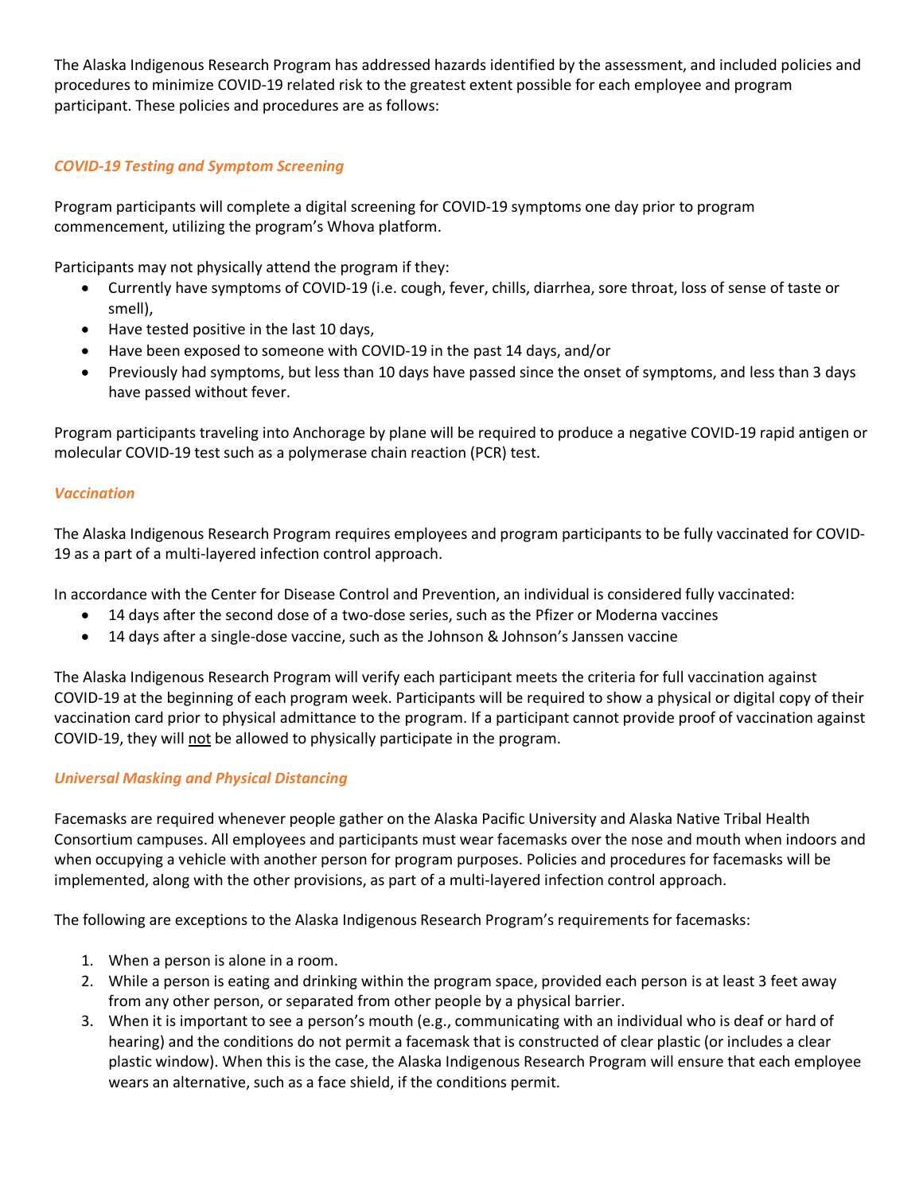The Alaska Indigenous Research Program has addressed hazards identified by the assessment, and included policies and procedures to minimize COVID-19 related risk to the greatest extent possible for each employee and program participant. These policies and procedures are as follows:

### *COVID-19 Testing and Symptom Screening*

Program participants will complete a digital screening for COVID-19 symptoms one day prior to program commencement, utilizing the program's Whova platform.

Participants may not physically attend the program if they:

- Currently have symptoms of COVID-19 (i.e. cough, fever, chills, diarrhea, sore throat, loss of sense of taste or smell),
- Have tested positive in the last 10 days,
- Have been exposed to someone with COVID-19 in the past 14 days, and/or
- Previously had symptoms, but less than 10 days have passed since the onset of symptoms, and less than 3 days have passed without fever.

Program participants traveling into Anchorage by plane will be required to produce a negative COVID-19 rapid antigen or molecular COVID-19 test such as a polymerase chain reaction (PCR) test.

### *Vaccination*

The Alaska Indigenous Research Program requires employees and program participants to be fully vaccinated for COVID-19 as a part of a multi-layered infection control approach.

In accordance with the Center for Disease Control and Prevention, an individual is considered fully vaccinated:

- 14 days after the second dose of a two-dose series, such as the Pfizer or Moderna vaccines
- 14 days after a single-dose vaccine, such as the Johnson & Johnson's Janssen vaccine

The Alaska Indigenous Research Program will verify each participant meets the criteria for full vaccination against COVID-19 at the beginning of each program week. Participants will be required to show a physical or digital copy of their vaccination card prior to physical admittance to the program. If a participant cannot provide proof of vaccination against COVID-19, they will not be allowed to physically participate in the program.

### *Universal Masking and Physical Distancing*

Facemasks are required whenever people gather on the Alaska Pacific University and Alaska Native Tribal Health Consortium campuses. All employees and participants must wear facemasks over the nose and mouth when indoors and when occupying a vehicle with another person for program purposes. Policies and procedures for facemasks will be implemented, along with the other provisions, as part of a multi-layered infection control approach.

The following are exceptions to the Alaska Indigenous Research Program's requirements for facemasks:

1. When a person is alone in a room.
2. While a person is eating and drinking within the program space, provided each person is at least 3 feet away from any other person, or separated from other people by a physical barrier.
3. When it is important to see a person's mouth (e.g., communicating with an individual who is deaf or hard of hearing) and the conditions do not permit a facemask that is constructed of clear plastic (or includes a clear plastic window). When this is the case, the Alaska Indigenous Research Program will ensure that each employee wears an alternative, such as a face shield, if the conditions permit.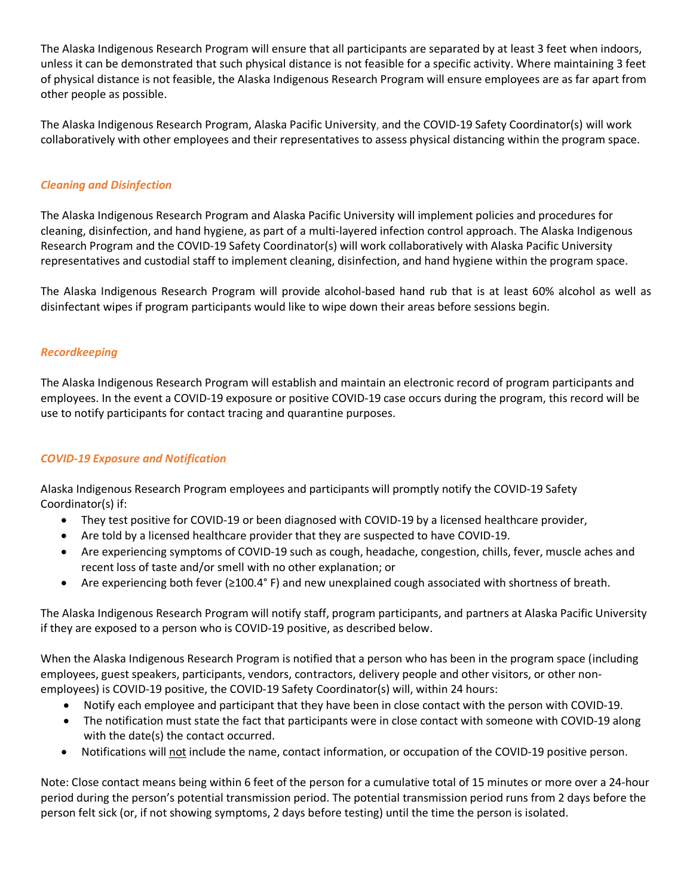The Alaska Indigenous Research Program will ensure that all participants are separated by at least 3 feet when indoors, unless it can be demonstrated that such physical distance is not feasible for a specific activity. Where maintaining 3 feet of physical distance is not feasible, the Alaska Indigenous Research Program will ensure employees are as far apart from other people as possible.

The Alaska Indigenous Research Program, Alaska Pacific University, and the COVID-19 Safety Coordinator(s) will work collaboratively with other employees and their representatives to assess physical distancing within the program space.

### *Cleaning and Disinfection*

The Alaska Indigenous Research Program and Alaska Pacific University will implement policies and procedures for cleaning, disinfection, and hand hygiene, as part of a multi-layered infection control approach. The Alaska Indigenous Research Program and the COVID-19 Safety Coordinator(s) will work collaboratively with Alaska Pacific University representatives and custodial staff to implement cleaning, disinfection, and hand hygiene within the program space.

The Alaska Indigenous Research Program will provide alcohol-based hand rub that is at least 60% alcohol as well as disinfectant wipes if program participants would like to wipe down their areas before sessions begin.

### *Recordkeeping*

The Alaska Indigenous Research Program will establish and maintain an electronic record of program participants and employees. In the event a COVID-19 exposure or positive COVID-19 case occurs during the program, this record will be use to notify participants for contact tracing and quarantine purposes.

### *COVID-19 Exposure and Notification*

Alaska Indigenous Research Program employees and participants will promptly notify the COVID-19 Safety Coordinator(s) if:

- They test positive for COVID-19 or been diagnosed with COVID-19 by a licensed healthcare provider,
- Are told by a licensed healthcare provider that they are suspected to have COVID-19.
- Are experiencing symptoms of COVID-19 such as cough, headache, congestion, chills, fever, muscle aches and recent loss of taste and/or smell with no other explanation; or
- Are experiencing both fever (≥100.4° F) and new unexplained cough associated with shortness of breath.

The Alaska Indigenous Research Program will notify staff, program participants, and partners at Alaska Pacific University if they are exposed to a person who is COVID-19 positive, as described below.

When the Alaska Indigenous Research Program is notified that a person who has been in the program space (including employees, guest speakers, participants, vendors, contractors, delivery people and other visitors, or other non-employees) is COVID-19 positive, the COVID-19 Safety Coordinator(s) will, within 24 hours:

- Notify each employee and participant that they have been in close contact with the person with COVID-19.
- The notification must state the fact that participants were in close contact with someone with COVID-19 along with the date(s) the contact occurred.
- Notifications will not include the name, contact information, or occupation of the COVID-19 positive person.

Note: Close contact means being within 6 feet of the person for a cumulative total of 15 minutes or more over a 24-hour period during the person's potential transmission period. The potential transmission period runs from 2 days before the person felt sick (or, if not showing symptoms, 2 days before testing) until the time the person is isolated.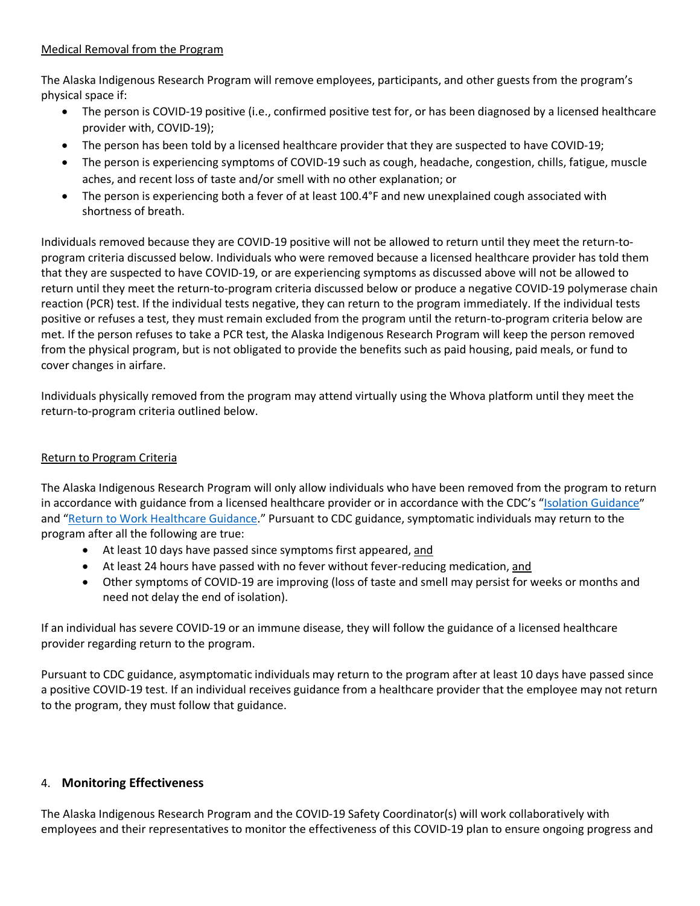Medical Removal from the Program

The Alaska Indigenous Research Program will remove employees, participants, and other guests from the program's physical space if:

- The person is COVID-19 positive (i.e., confirmed positive test for, or has been diagnosed by a licensed healthcare provider with, COVID-19);
- The person has been told by a licensed healthcare provider that they are suspected to have COVID-19;
- The person is experiencing symptoms of COVID-19 such as cough, headache, congestion, chills, fatigue, muscle aches, and recent loss of taste and/or smell with no other explanation; or
- The person is experiencing both a fever of at least 100.4°F and new unexplained cough associated with shortness of breath.

Individuals removed because they are COVID-19 positive will not be allowed to return until they meet the return-to-program criteria discussed below. Individuals who were removed because a licensed healthcare provider has told them that they are suspected to have COVID-19, or are experiencing symptoms as discussed above will not be allowed to return until they meet the return-to-program criteria discussed below or produce a negative COVID-19 polymerase chain reaction (PCR) test. If the individual tests negative, they can return to the program immediately. If the individual tests positive or refuses a test, they must remain excluded from the program until the return-to-program criteria below are met. If the person refuses to take a PCR test, the Alaska Indigenous Research Program will keep the person removed from the physical program, but is not obligated to provide the benefits such as paid housing, paid meals, or fund to cover changes in airfare.

Individuals physically removed from the program may attend virtually using the Whova platform until they meet the return-to-program criteria outlined below.

Return to Program Criteria

The Alaska Indigenous Research Program will only allow individuals who have been removed from the program to return in accordance with guidance from a licensed healthcare provider or in accordance with the CDC's "Isolation Guidance" and "Return to Work Healthcare Guidance." Pursuant to CDC guidance, symptomatic individuals may return to the program after all the following are true:

- At least 10 days have passed since symptoms first appeared, and
- At least 24 hours have passed with no fever without fever-reducing medication, and
- Other symptoms of COVID-19 are improving (loss of taste and smell may persist for weeks or months and need not delay the end of isolation).

If an individual has severe COVID-19 or an immune disease, they will follow the guidance of a licensed healthcare provider regarding return to the program.

Pursuant to CDC guidance, asymptomatic individuals may return to the program after at least 10 days have passed since a positive COVID-19 test. If an individual receives guidance from a healthcare provider that the employee may not return to the program, they must follow that guidance.

## 4. Monitoring Effectiveness

The Alaska Indigenous Research Program and the COVID-19 Safety Coordinator(s) will work collaboratively with employees and their representatives to monitor the effectiveness of this COVID-19 plan to ensure ongoing progress and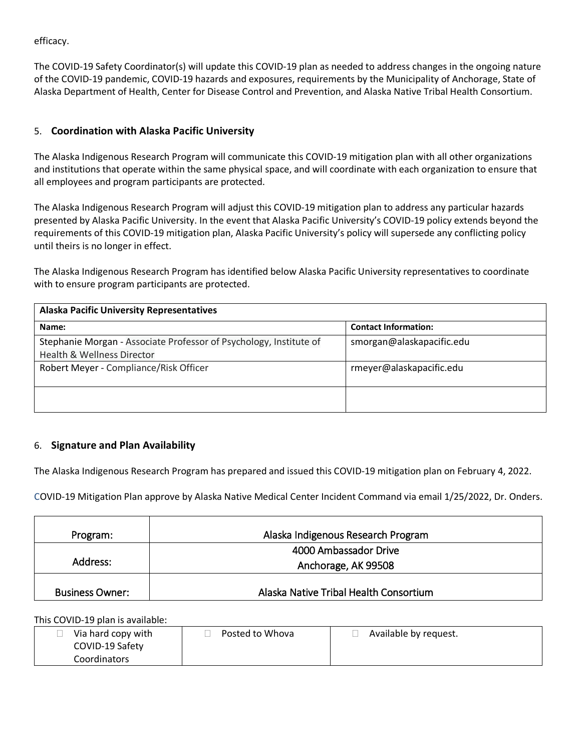efficacy.

The COVID-19 Safety Coordinator(s) will update this COVID-19 plan as needed to address changes in the ongoing nature of the COVID-19 pandemic, COVID-19 hazards and exposures, requirements by the Municipality of Anchorage, State of Alaska Department of Health, Center for Disease Control and Prevention, and Alaska Native Tribal Health Consortium.

## 5. **Coordination with Alaska Pacific University**

The Alaska Indigenous Research Program will communicate this COVID-19 mitigation plan with all other organizations and institutions that operate within the same physical space, and will coordinate with each organization to ensure that all employees and program participants are protected.

The Alaska Indigenous Research Program will adjust this COVID-19 mitigation plan to address any particular hazards presented by Alaska Pacific University. In the event that Alaska Pacific University's COVID-19 policy extends beyond the requirements of this COVID-19 mitigation plan, Alaska Pacific University's policy will supersede any conflicting policy until theirs is no longer in effect.

The Alaska Indigenous Research Program has identified below Alaska Pacific University representatives to coordinate with to ensure program participants are protected.

| **Alaska Pacific University Representatives** | |
|---|---|
| **Name:** | **Contact Information:** |
| Stephanie Morgan - Associate Professor of Psychology, Institute of Health & Wellness Director | smorgan@alaskapacific.edu |
| Robert Meyer - Compliance/Risk Officer | rmeyer@alaskapacific.edu |
| | |

## 6. **Signature and Plan Availability**

The Alaska Indigenous Research Program has prepared and issued this COVID-19 mitigation plan on February 4, 2022.

COVID-19 Mitigation Plan approve by Alaska Native Medical Center Incident Command via email 1/25/2022, Dr. Onders.

| | |
|---|---|
| Program: | Alaska Indigenous Research Program |
| Address: | 4000 Ambassador Drive<br>Anchorage, AK 99508 |
| Business Owner: | Alaska Native Tribal Health Consortium |

This COVID-19 plan is available:

| | | |
|---|---|---|
| ☐ Via hard copy with COVID-19 Safety Coordinators | ☐ Posted to Whova | ☐ Available by request. |